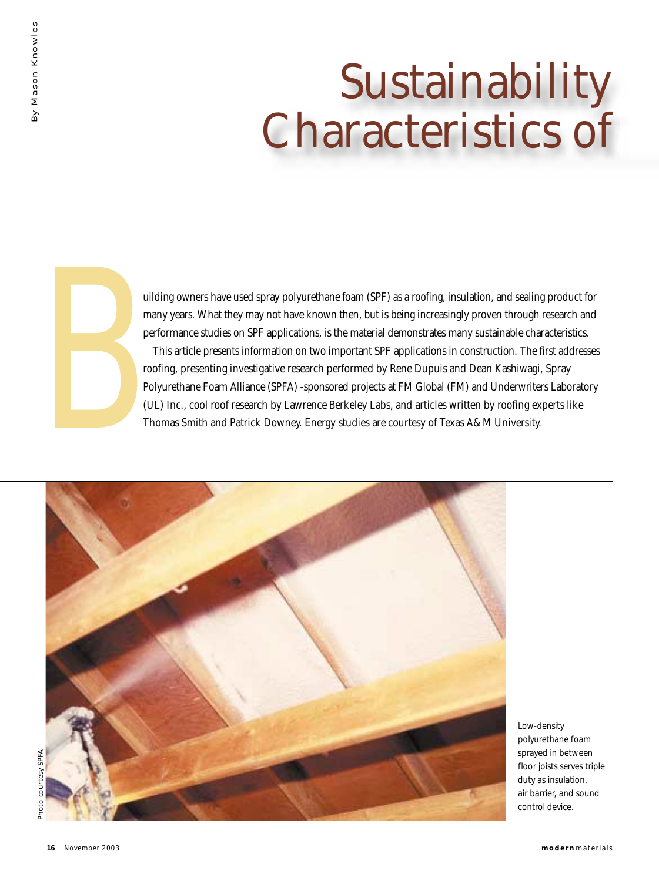# Sustainability Characteristics of

By Mason Knowles

Building owners have used spray polyurethane foam (SPF) as a roofing, insulation, and sealing product for many years. What they may not have known then, but is being increasingly proven through research and performance studies on SPF applications, is the material demonstrates many sustainable characteristics.

This article presents information on two important SPF applications in construction. The first addresses roofing, presenting investigative research performed by Rene Dupuis and Dean Kashiwagi, Spray Polyurethane Foam Alliance (SPFA) -sponsored projects at FM Global (FM) and Underwriters Laboratory (UL) Inc., cool roof research by Lawrence Berkeley Labs, and articles written by roofing experts like Thomas Smith and Patrick Downey. Energy studies are courtesy of Texas A&M University.

Photo courtesy SPFA

Low-density polyurethane foam sprayed in between floor joists serves triple duty as insulation, air barrier, and sound control device.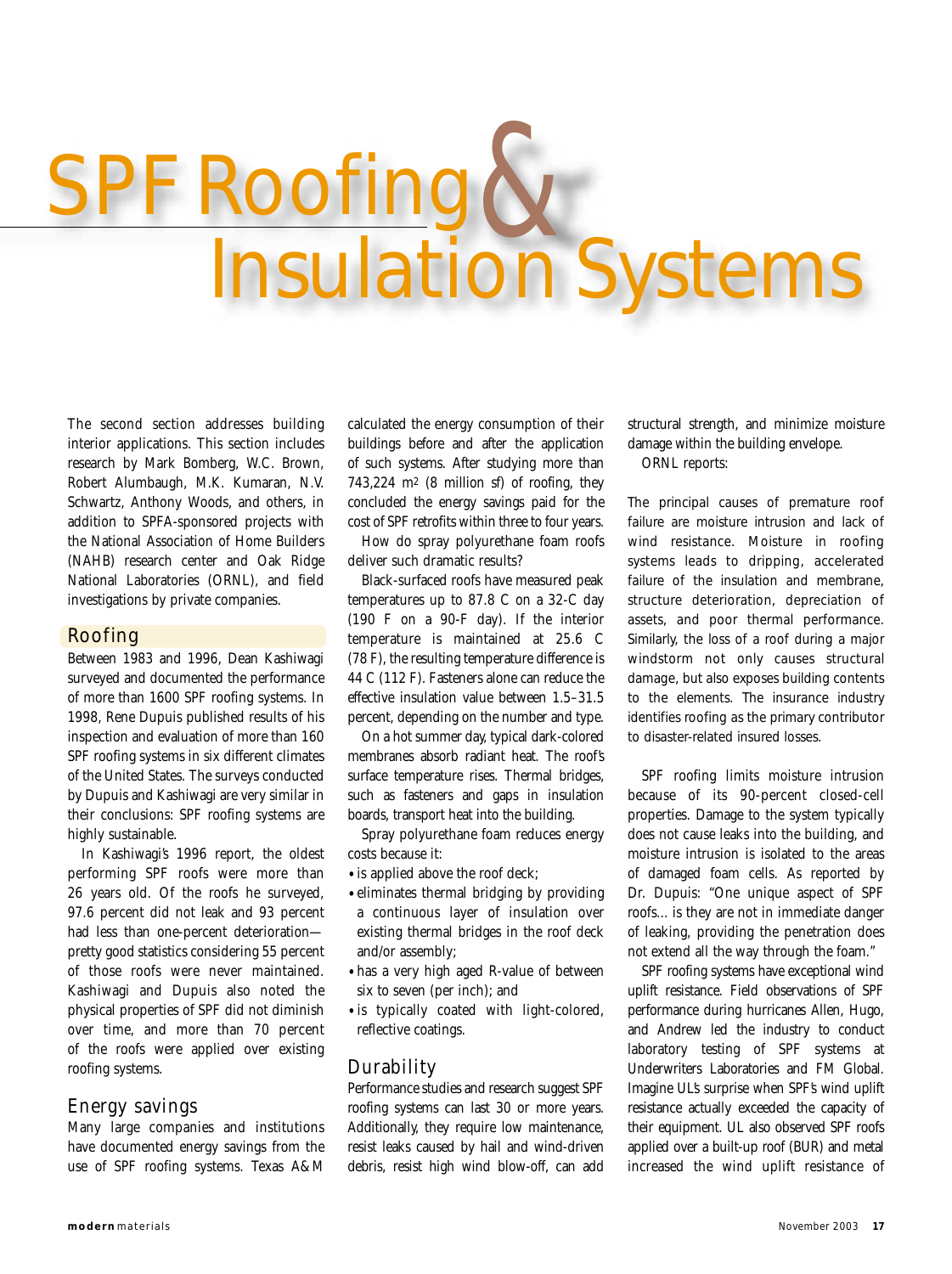# SPF Roofing & Insulation Systems

The second section addresses building interior applications. This section includes research by Mark Bomberg, W.C. Brown, Robert Alumbaugh, M.K. Kumaran, N.V. Schwartz, Anthony Woods, and others, in addition to SPFA-sponsored projects with the National Association of Home Builders (NAHB) research center and Oak Ridge National Laboratories (ORNL), and field investigations by private companies.

## Roofing

Between 1983 and 1996, Dean Kashiwagi surveyed and documented the performance of more than 1600 SPF roofing systems. In 1998, Rene Dupuis published results of his inspection and evaluation of more than 160 SPF roofing systems in six different climates of the United States. The surveys conducted by Dupuis and Kashiwagi are very similar in their conclusions: SPF roofing systems are highly sustainable.

In Kashiwagi's 1996 report, the oldest performing SPF roofs were more than 26 years old. Of the roofs he surveyed, 97.6 percent did not leak and 93 percent had less than one-percent deterioration—pretty good statistics considering 55 percent of those roofs were never maintained. Kashiwagi and Dupuis also noted the physical properties of SPF did not diminish over time, and more than 70 percent of the roofs were applied over existing roofing systems.

## Energy savings

Many large companies and institutions have documented energy savings from the use of SPF roofing systems. Texas A&M calculated the energy consumption of their buildings before and after the application of such systems. After studying more than 743,224 m$^2$ (8 million sf) of roofing, they concluded the energy savings paid for the cost of SPF retrofits within three to four years.

How do spray polyurethane foam roofs deliver such dramatic results?

Black-surfaced roofs have measured peak temperatures up to 87.8 C on a 32-C day (190 F on a 90-F day). If the interior temperature is maintained at 25.6 C (78 F), the resulting temperature difference is 44 C (112 F). Fasteners alone can reduce the effective insulation value between 1.5–31.5 percent, depending on the number and type.

On a hot summer day, typical dark-colored membranes absorb radiant heat. The roof's surface temperature rises. Thermal bridges, such as fasteners and gaps in insulation boards, transport heat into the building.

Spray polyurethane foam reduces energy costs because it:

- is applied above the roof deck;
- eliminates thermal bridging by providing a continuous layer of insulation over existing thermal bridges in the roof deck and/or assembly;
- has a very high aged R-value of between six to seven (per inch); and
- is typically coated with light-colored, reflective coatings.

## Durability

Performance studies and research suggest SPF roofing systems can last 30 or more years. Additionally, they require low maintenance, resist leaks caused by hail and wind-driven debris, resist high wind blow-off, can add structural strength, and minimize moisture damage within the building envelope.

ORNL reports:

> The principal causes of premature roof failure are moisture intrusion and lack of wind resistance. Moisture in roofing systems leads to dripping, accelerated failure of the insulation and membrane, structure deterioration, depreciation of assets, and poor thermal performance. Similarly, the loss of a roof during a major windstorm not only causes structural damage, but also exposes building contents to the elements. The insurance industry identifies roofing as the primary contributor to disaster-related insured losses.

SPF roofing limits moisture intrusion because of its 90-percent closed-cell properties. Damage to the system typically does not cause leaks into the building, and moisture intrusion is isolated to the areas of damaged foam cells. As reported by Dr. Dupuis: "One unique aspect of SPF roofs... is they are not in immediate danger of leaking, providing the penetration does not extend all the way through the foam."

SPF roofing systems have exceptional wind uplift resistance. Field observations of SPF performance during hurricanes Allen, Hugo, and Andrew led the industry to conduct laboratory testing of SPF systems at Underwriters Laboratories and FM Global. Imagine UL's surprise when SPF's wind uplift resistance actually exceeded the capacity of their equipment. UL also observed SPF roofs applied over a built-up roof (BUR) and metal increased the wind uplift resistance of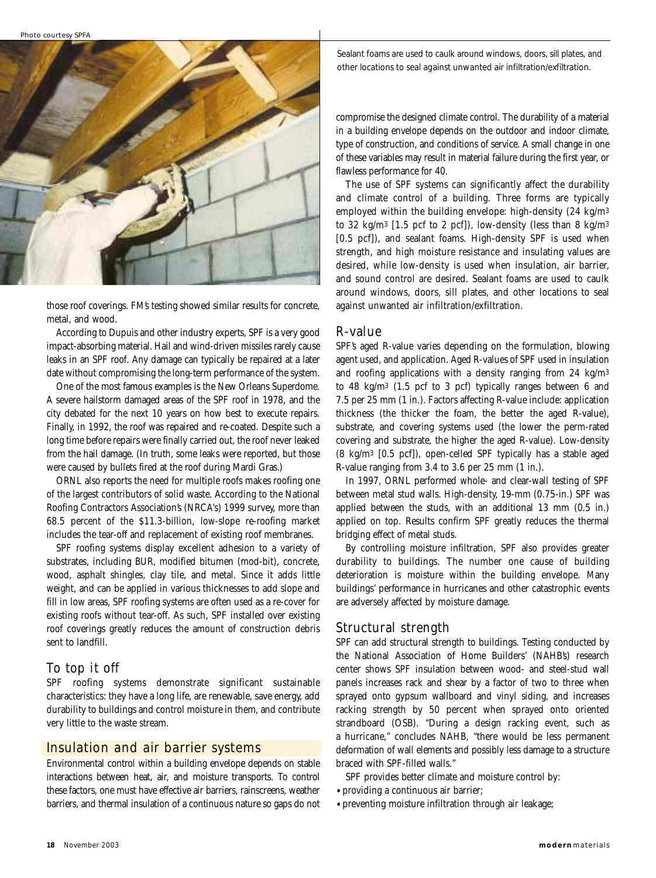Photo courtesy SPFA

Sealant foams are used to caulk around windows, doors, sill plates, and other locations to seal against unwanted air infiltration/exfiltration.

those roof coverings. FM's testing showed similar results for concrete, metal, and wood.

According to Dupuis and other industry experts, SPF is a very good impact-absorbing material. Hail and wind-driven missiles rarely cause leaks in an SPF roof. Any damage can typically be repaired at a later date without compromising the long-term performance of the system.

One of the most famous examples is the New Orleans Superdome. A severe hailstorm damaged areas of the SPF roof in 1978, and the city debated for the next 10 years on how best to execute repairs. Finally, in 1992, the roof was repaired and re-coated. Despite such a long time before repairs were finally carried out, the roof never leaked from the hail damage. (In truth, some leaks were reported, but those were caused by bullets fired at the roof during Mardi Gras.)

ORNL also reports the need for multiple roofs makes roofing one of the largest contributors of solid waste. According to the National Roofing Contractors Association's (NRCA's) 1999 survey, more than 68.5 percent of the $11.3-billion, low-slope re-roofing market includes the tear-off and replacement of existing roof membranes.

SPF roofing systems display excellent adhesion to a variety of substrates, including BUR, modified bitumen (mod-bit), concrete, wood, asphalt shingles, clay tile, and metal. Since it adds little weight, and can be applied in various thicknesses to add slope and fill in low areas, SPF roofing systems are often used as a re-cover for existing roofs without tear-off. As such, SPF installed over existing roof coverings greatly reduces the amount of construction debris sent to landfill.

## To top it off

SPF roofing systems demonstrate significant sustainable characteristics: they have a long life, are renewable, save energy, add durability to buildings and control moisture in them, and contribute very little to the waste stream.

## Insulation and air barrier systems

Environmental control within a building envelope depends on stable interactions between heat, air, and moisture transports. To control these factors, one must have effective air barriers, rainscreens, weather barriers, and thermal insulation of a continuous nature so gaps do not compromise the designed climate control. The durability of a material in a building envelope depends on the outdoor and indoor climate, type of construction, and conditions of service. A small change in one of these variables may result in material failure during the first year, or flawless performance for 40.

The use of SPF systems can significantly affect the durability and climate control of a building. Three forms are typically employed within the building envelope: high-density (24 kg/m$^3$ to 32 kg/m$^3$ [1.5 pcf to 2 pcf]), low-density (less than 8 kg/m$^3$ [0.5 pcf]), and sealant foams. High-density SPF is used when strength, and high moisture resistance and insulating values are desired, while low-density is used when insulation, air barrier, and sound control are desired. Sealant foams are used to caulk around windows, doors, sill plates, and other locations to seal against unwanted air infiltration/exfiltration.

## R-value

SPF's aged R-value varies depending on the formulation, blowing agent used, and application. Aged R-values of SPF used in insulation and roofing applications with a density ranging from 24 kg/m$^3$ to 48 kg/m$^3$ (1.5 pcf to 3 pcf) typically ranges between 6 and 7.5 per 25 mm (1 in.). Factors affecting R-value include: application thickness (the thicker the foam, the better the aged R-value), substrate, and covering systems used (the lower the perm-rated covering and substrate, the higher the aged R-value). Low-density (8 kg/m$^3$ [0.5 pcf]), open-celled SPF typically has a stable aged R-value ranging from 3.4 to 3.6 per 25 mm (1 in.).

In 1997, ORNL performed whole- and clear-wall testing of SPF between metal stud walls. High-density, 19-mm (0.75-in.) SPF was applied between the studs, with an additional 13 mm (0.5 in.) applied on top. Results confirm SPF greatly reduces the thermal bridging effect of metal studs.

By controlling moisture infiltration, SPF also provides greater durability to buildings. The number one cause of building deterioration is moisture within the building envelope. Many buildings' performance in hurricanes and other catastrophic events are adversely affected by moisture damage.

## Structural strength

SPF can add structural strength to buildings. Testing conducted by the National Association of Home Builders' (NAHB's) research center shows SPF insulation between wood- and steel-stud wall panels increases rack and shear by a factor of two to three when sprayed onto gypsum wallboard and vinyl siding, and increases racking strength by 50 percent when sprayed onto oriented strandboard (OSB). "During a design racking event, such as a hurricane," concludes NAHB, "there would be less permanent deformation of wall elements and possibly less damage to a structure braced with SPF-filled walls."

SPF provides better climate and moisture control by:

- providing a continuous air barrier;
- preventing moisture infiltration through air leakage;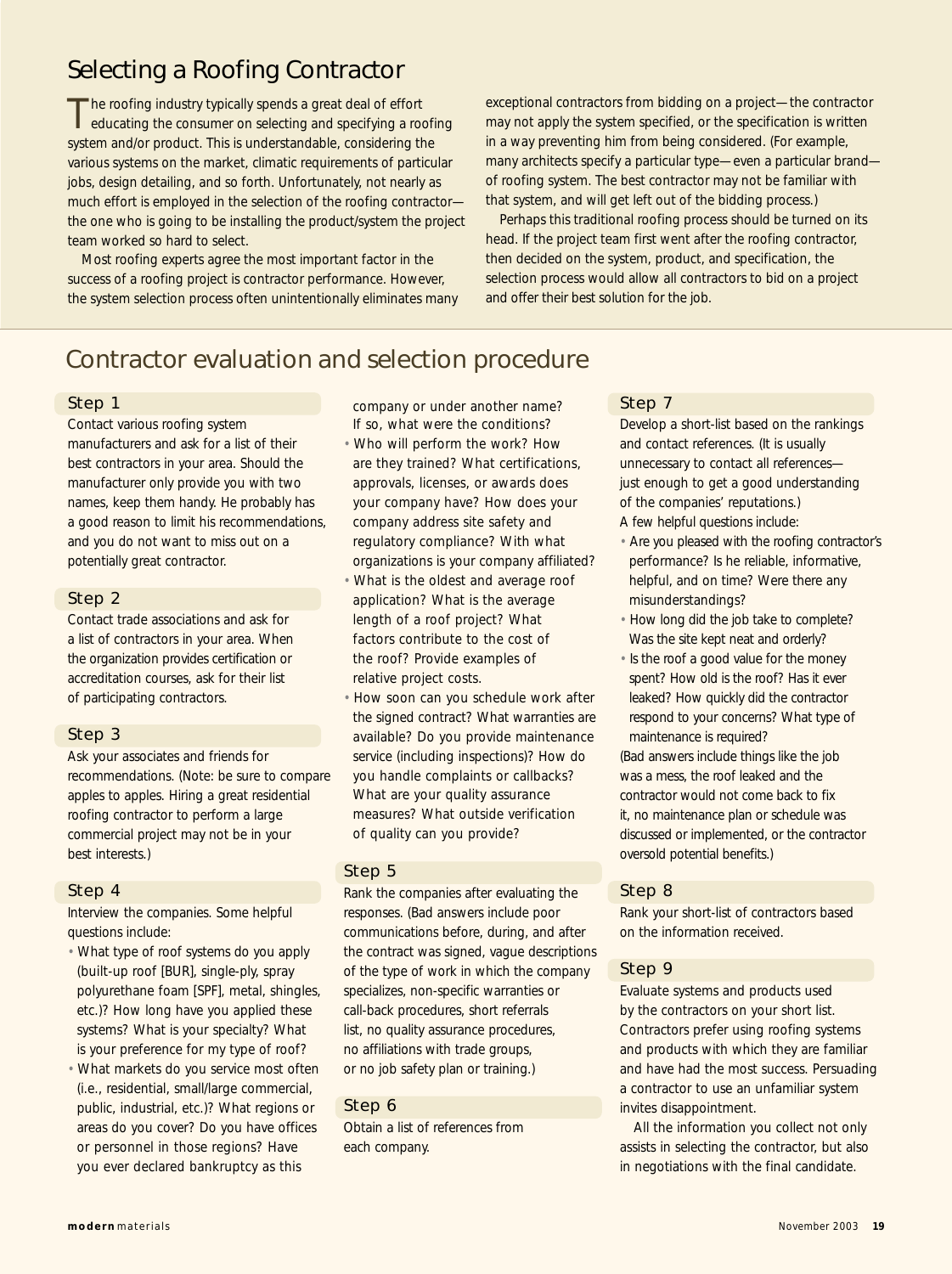## Selecting a Roofing Contractor

The roofing industry typically spends a great deal of effort educating the consumer on selecting and specifying a roofing system and/or product. This is understandable, considering the various systems on the market, climatic requirements of particular jobs, design detailing, and so forth. Unfortunately, not nearly as much effort is employed in the selection of the roofing contractor—the one who is going to be installing the product/system the project team worked so hard to select.

Most roofing experts agree the most important factor in the success of a roofing project is contractor performance. However, the system selection process often unintentionally eliminates many exceptional contractors from bidding on a project—the contractor may not apply the system specified, or the specification is written in a way preventing him from being considered. (For example, many architects specify a particular type—even a particular brand—of roofing system. The best contractor may not be familiar with that system, and will get left out of the bidding process.)

Perhaps this traditional roofing process should be turned on its head. If the project team first went after the roofing contractor, then decided on the system, product, and specification, the selection process would allow all contractors to bid on a project and offer their best solution for the job.

## Contractor evaluation and selection procedure

### Step 1

Contact various roofing system manufacturers and ask for a list of their best contractors in your area. Should the manufacturer only provide you with two names, keep them handy. He probably has a good reason to limit his recommendations, and you do not want to miss out on a potentially great contractor.

### Step 2

Contact trade associations and ask for a list of contractors in your area. When the organization provides certification or accreditation courses, ask for their list of participating contractors.

### Step 3

Ask your associates and friends for recommendations. (Note: be sure to compare apples to apples. Hiring a great residential roofing contractor to perform a large commercial project may not be in your best interests.)

### Step 4

Interview the companies. Some helpful questions include:

- What type of roof systems do you apply (built-up roof [BUR], single-ply, spray polyurethane foam [SPF], metal, shingles, etc.)? How long have you applied these systems? What is your specialty? What is your preference for my type of roof?
- What markets do you service most often (i.e., residential, small/large commercial, public, industrial, etc.)? What regions or areas do you cover? Do you have offices or personnel in those regions? Have you ever declared bankruptcy as this company or under another name? If so, what were the conditions?
- Who will perform the work? How are they trained? What certifications, approvals, licenses, or awards does your company have? How does your company address site safety and regulatory compliance? With what organizations is your company affiliated?
- What is the oldest and average roof application? What is the average length of a roof project? What factors contribute to the cost of the roof? Provide examples of relative project costs.
- How soon can you schedule work after the signed contract? What warranties are available? Do you provide maintenance service (including inspections)? How do you handle complaints or callbacks? What are your quality assurance measures? What outside verification of quality can you provide?

### Step 5

Rank the companies after evaluating the responses. (Bad answers include poor communications before, during, and after the contract was signed, vague descriptions of the type of work in which the company specializes, non-specific warranties or call-back procedures, short referrals list, no quality assurance procedures, no affiliations with trade groups, or no job safety plan or training.)

### Step 6

Obtain a list of references from each company.

### Step 7

Develop a short-list based on the rankings and contact references. (It is usually unnecessary to contact all references—just enough to get a good understanding of the companies' reputations.)

A few helpful questions include:

- Are you pleased with the roofing contractor's performance? Is he reliable, informative, helpful, and on time? Were there any misunderstandings?
- How long did the job take to complete? Was the site kept neat and orderly?
- Is the roof a good value for the money spent? How old is the roof? Has it ever leaked? How quickly did the contractor respond to your concerns? What type of maintenance is required?

(Bad answers include things like the job was a mess, the roof leaked and the contractor would not come back to fix it, no maintenance plan or schedule was discussed or implemented, or the contractor oversold potential benefits.)

### Step 8

Rank your short-list of contractors based on the information received.

### Step 9

Evaluate systems and products used by the contractors on your short list. Contractors prefer using roofing systems and products with which they are familiar and have had the most success. Persuading a contractor to use an unfamiliar system invites disappointment.

All the information you collect not only assists in selecting the contractor, but also in negotiations with the final candidate.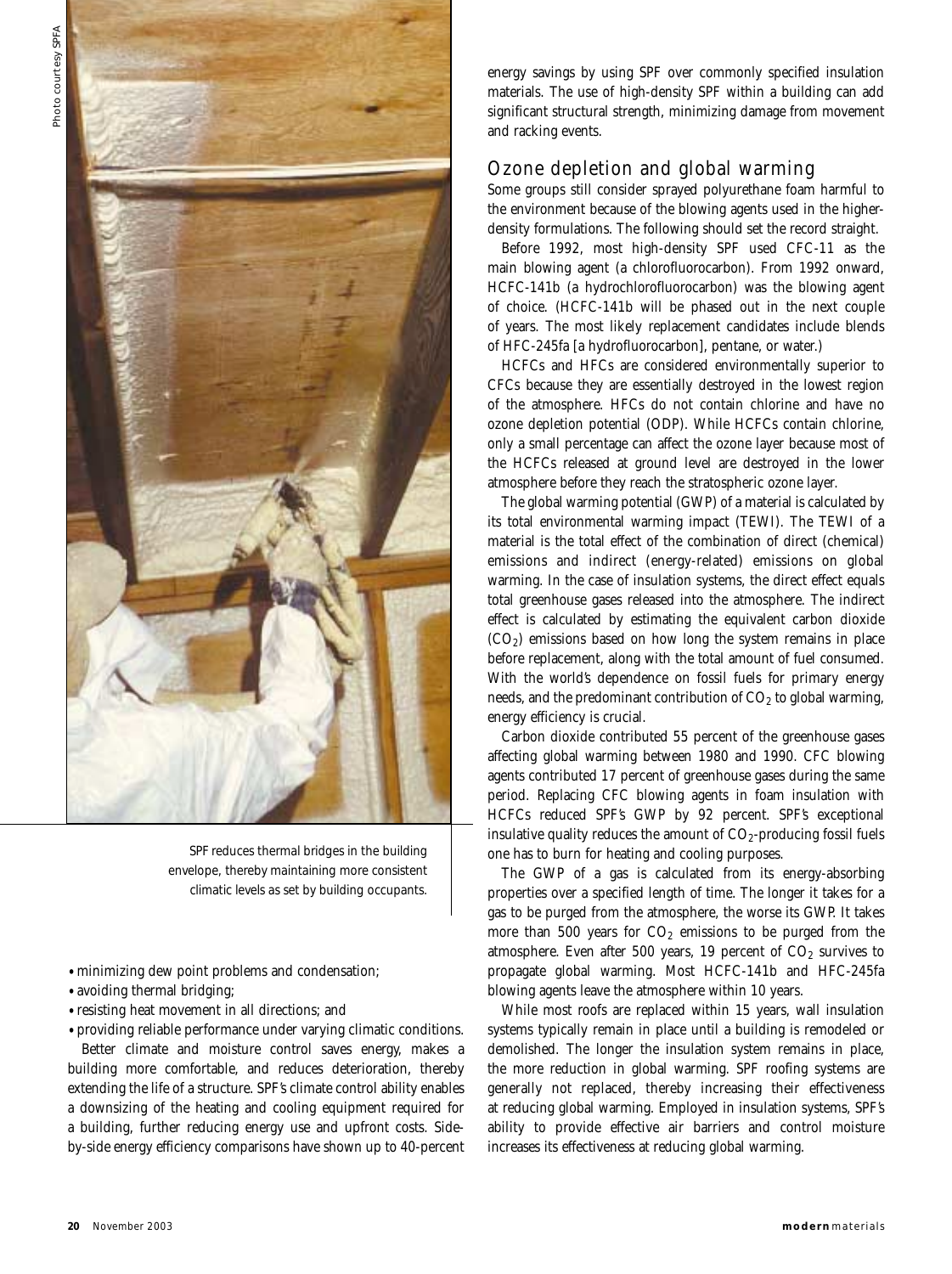SPF reduces thermal bridges in the building envelope, thereby maintaining more consistent climatic levels as set by building occupants.

- minimizing dew point problems and condensation;
- avoiding thermal bridging;
- resisting heat movement in all directions; and
- providing reliable performance under varying climatic conditions.

Better climate and moisture control saves energy, makes a building more comfortable, and reduces deterioration, thereby extending the life of a structure. SPF's climate control ability enables a downsizing of the heating and cooling equipment required for a building, further reducing energy use and upfront costs. Side-by-side energy efficiency comparisons have shown up to 40-percent energy savings by using SPF over commonly specified insulation materials. The use of high-density SPF within a building can add significant structural strength, minimizing damage from movement and racking events.

## Ozone depletion and global warming

Some groups still consider sprayed polyurethane foam harmful to the environment because of the blowing agents used in the higher-density formulations. The following should set the record straight.

Before 1992, most high-density SPF used CFC-11 as the main blowing agent (a chlorofluorocarbon). From 1992 onward, HCFC-141b (a hydrochlorofluorocarbon) was the blowing agent of choice. (HCFC-141b will be phased out in the next couple of years. The most likely replacement candidates include blends of HFC-245fa [a hydrofluorocarbon], pentane, or water.)

HCFCs and HFCs are considered environmentally superior to CFCs because they are essentially destroyed in the lowest region of the atmosphere. HFCs do not contain chlorine and have no ozone depletion potential (ODP). While HCFCs contain chlorine, only a small percentage can affect the ozone layer because most of the HCFCs released at ground level are destroyed in the lower atmosphere before they reach the stratospheric ozone layer.

The global warming potential (GWP) of a material is calculated by its total environmental warming impact (TEWI). The TEWI of a material is the total effect of the combination of direct (chemical) emissions and indirect (energy-related) emissions on global warming. In the case of insulation systems, the direct effect equals total greenhouse gases released into the atmosphere. The indirect effect is calculated by estimating the equivalent carbon dioxide ($CO_2$) emissions based on how long the system remains in place before replacement, along with the total amount of fuel consumed. With the world's dependence on fossil fuels for primary energy needs, and the predominant contribution of $CO_2$ to global warming, energy efficiency is crucial.

Carbon dioxide contributed 55 percent of the greenhouse gases affecting global warming between 1980 and 1990. CFC blowing agents contributed 17 percent of greenhouse gases during the same period. Replacing CFC blowing agents in foam insulation with HCFCs reduced SPF's GWP by 92 percent. SPF's exceptional insulative quality reduces the amount of $CO_2$-producing fossil fuels one has to burn for heating and cooling purposes.

The GWP of a gas is calculated from its energy-absorbing properties over a specified length of time. The longer it takes for a gas to be purged from the atmosphere, the worse its GWP. It takes more than 500 years for $CO_2$ emissions to be purged from the atmosphere. Even after 500 years, 19 percent of $CO_2$ survives to propagate global warming. Most HCFC-141b and HFC-245fa blowing agents leave the atmosphere within 10 years.

While most roofs are replaced within 15 years, wall insulation systems typically remain in place until a building is remodeled or demolished. The longer the insulation system remains in place, the more reduction in global warming. SPF roofing systems are generally not replaced, thereby increasing their effectiveness at reducing global warming. Employed in insulation systems, SPF's ability to provide effective air barriers and control moisture increases its effectiveness at reducing global warming.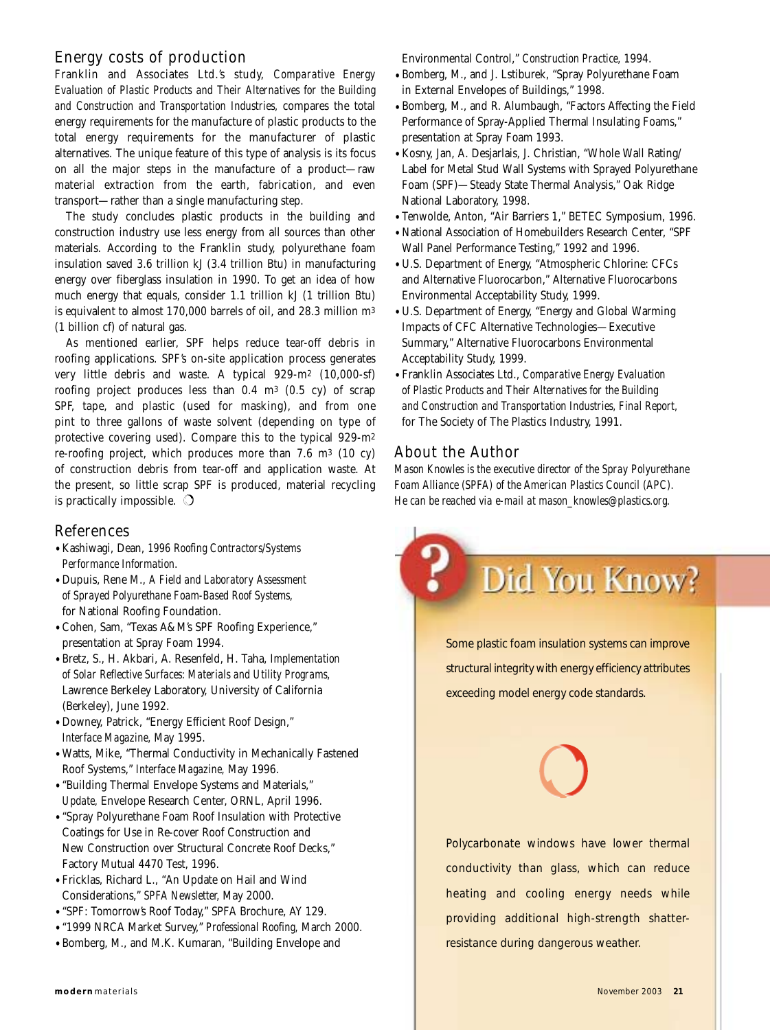## Energy costs of production

Franklin and Associates Ltd.'s study, *Comparative Energy Evaluation of Plastic Products and Their Alternatives for the Building and Construction and Transportation Industries,* compares the total energy requirements for the manufacture of plastic products to the total energy requirements for the manufacturer of plastic alternatives. The unique feature of this type of analysis is its focus on all the major steps in the manufacture of a product—raw material extraction from the earth, fabrication, and even transport—rather than a single manufacturing step.

The study concludes plastic products in the building and construction industry use less energy from all sources than other materials. According to the Franklin study, polyurethane foam insulation saved 3.6 trillion kJ (3.4 trillion Btu) in manufacturing energy over fiberglass insulation in 1990. To get an idea of how much energy that equals, consider 1.1 trillion kJ (1 trillion Btu) is equivalent to almost 170,000 barrels of oil, and 28.3 million $m^3$ (1 billion cf) of natural gas.

As mentioned earlier, SPF helps reduce tear-off debris in roofing applications. SPF's on-site application process generates very little debris and waste. A typical 929-$m^2$ (10,000-sf) roofing project produces less than 0.4 $m^3$ (0.5 cy) of scrap SPF, tape, and plastic (used for masking), and from one pint to three gallons of waste solvent (depending on type of protective covering used). Compare this to the typical 929-$m^2$ re-roofing project, which produces more than 7.6 $m^3$ (10 cy) of construction debris from tear-off and application waste. At the present, so little scrap SPF is produced, material recycling is practically impossible.

## References

- Kashiwagi, Dean, *1996 Roofing Contractors/Systems Performance Information*.
- Dupuis, Rene M., *A Field and Laboratory Assessment of Sprayed Polyurethane Foam-Based Roof Systems*, for National Roofing Foundation.
- Cohen, Sam, "Texas A&M's SPF Roofing Experience," presentation at Spray Foam 1994.
- Bretz, S., H. Akbari, A. Resenfeld, H. Taha, *Implementation of Solar Reflective Surfaces: Materials and Utility Programs*, Lawrence Berkeley Laboratory, University of California (Berkeley), June 1992.
- Downey, Patrick, "Energy Efficient Roof Design," *Interface Magazine*, May 1995.
- Watts, Mike, "Thermal Conductivity in Mechanically Fastened Roof Systems," *Interface Magazine*, May 1996.
- "Building Thermal Envelope Systems and Materials," *Update*, Envelope Research Center, ORNL, April 1996.
- "Spray Polyurethane Foam Roof Insulation with Protective Coatings for Use in Re-cover Roof Construction and New Construction over Structural Concrete Roof Decks," Factory Mutual 4470 Test, 1996.
- Fricklas, Richard L., "An Update on Hail and Wind Considerations," *SPFA Newsletter*, May 2000.
- "SPF: Tomorrow's Roof Today," SPFA Brochure, AY 129.
- "1999 NRCA Market Survey," *Professional Roofing*, March 2000.
- Bomberg, M., and M.K. Kumaran, "Building Envelope and Environmental Control," *Construction Practice*, 1994.
- Bomberg, M., and J. Lstiburek, "Spray Polyurethane Foam in External Envelopes of Buildings," 1998.
- Bomberg, M., and R. Alumbaugh, "Factors Affecting the Field Performance of Spray-Applied Thermal Insulating Foams," presentation at Spray Foam 1993.
- Kosny, Jan, A. Desjarlais, J. Christian, "Whole Wall Rating/Label for Metal Stud Wall Systems with Sprayed Polyurethane Foam (SPF)—Steady State Thermal Analysis," Oak Ridge National Laboratory, 1998.
- Tenwolde, Anton, "Air Barriers 1," BETEC Symposium, 1996.
- National Association of Homebuilders Research Center, "SPF Wall Panel Performance Testing," 1992 and 1996.
- U.S. Department of Energy, "Atmospheric Chlorine: CFCs and Alternative Fluorocarbon," Alternative Fluorocarbons Environmental Acceptability Study, 1999.
- U.S. Department of Energy, "Energy and Global Warming Impacts of CFC Alternative Technologies—Executive Summary," Alternative Fluorocarbons Environmental Acceptability Study, 1999.
- Franklin Associates Ltd., *Comparative Energy Evaluation of Plastic Products and Their Alternatives for the Building and Construction and Transportation Industries, Final Report*, for The Society of The Plastics Industry, 1991.

## About the Author

*Mason Knowles is the executive director of the Spray Polyurethane Foam Alliance (SPFA) of the American Plastics Council (APC). He can be reached via e-mail at mason_knowles@plastics.org.*

## Did You Know?

Some plastic foam insulation systems can improve structural integrity with energy efficiency attributes exceeding model energy code standards.

Polycarbonate windows have lower thermal conductivity than glass, which can reduce heating and cooling energy needs while providing additional high-strength shatter-resistance during dangerous weather.